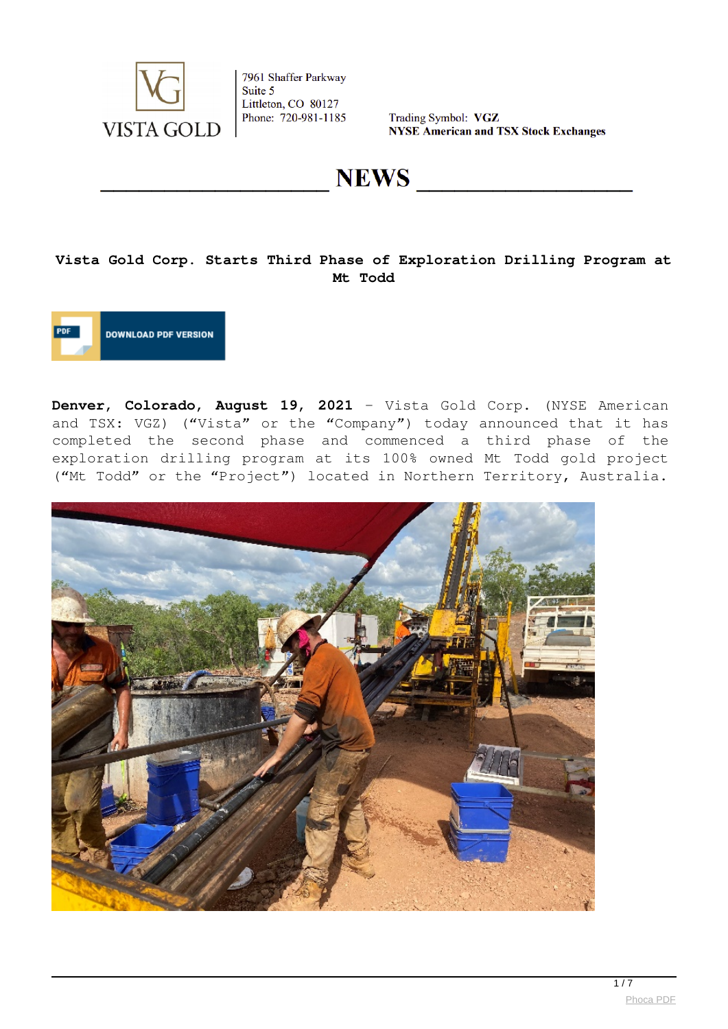VISTA GOLD

7961 Shaffer Parkway
Suite 5
Littleton, CO 80127
Phone: 720-981-1185

Trading Symbol: **VGZ**
**NYSE American and TSX Stock Exchanges**

# NEWS

## Vista Gold Corp. Starts Third Phase of Exploration Drilling Program at Mt Todd

DOWNLOAD PDF VERSION

**Denver, Colorado, August 19, 2021** – Vista Gold Corp. (NYSE American and TSX: VGZ) ("Vista" or the "Company") today announced that it has completed the second phase and commenced a third phase of the exploration drilling program at its 100% owned Mt Todd gold project ("Mt Todd" or the "Project") located in Northern Territory, Australia.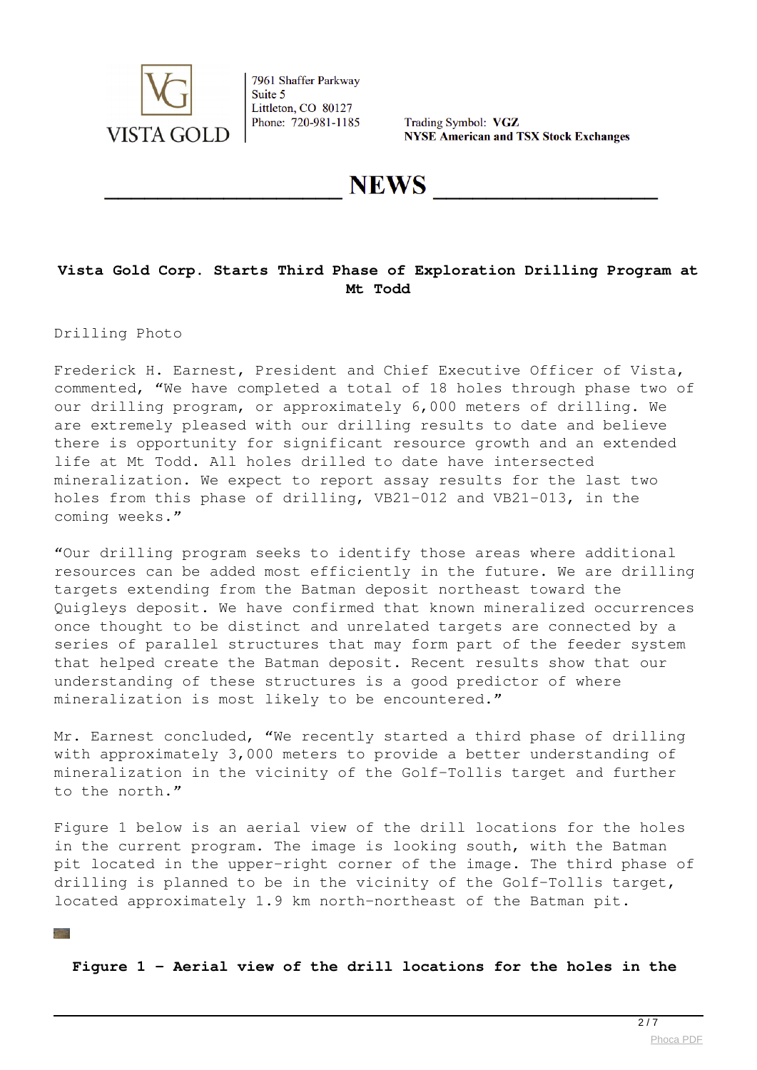# Vista Gold Corp. Starts Third Phase of Exploration Drilling Program at Mt Todd

Drilling Photo

Frederick H. Earnest, President and Chief Executive Officer of Vista, commented, “We have completed a total of 18 holes through phase two of our drilling program, or approximately 6,000 meters of drilling. We are extremely pleased with our drilling results to date and believe there is opportunity for significant resource growth and an extended life at Mt Todd. All holes drilled to date have intersected mineralization. We expect to report assay results for the last two holes from this phase of drilling, VB21-012 and VB21-013, in the coming weeks.”

“Our drilling program seeks to identify those areas where additional resources can be added most efficiently in the future. We are drilling targets extending from the Batman deposit northeast toward the Quigleys deposit. We have confirmed that known mineralized occurrences once thought to be distinct and unrelated targets are connected by a series of parallel structures that may form part of the feeder system that helped create the Batman deposit. Recent results show that our understanding of these structures is a good predictor of where mineralization is most likely to be encountered.”

Mr. Earnest concluded, “We recently started a third phase of drilling with approximately 3,000 meters to provide a better understanding of mineralization in the vicinity of the Golf-Tollis target and further to the north.”

Figure 1 below is an aerial view of the drill locations for the holes in the current program. The image is looking south, with the Batman pit located in the upper-right corner of the image. The third phase of drilling is planned to be in the vicinity of the Golf-Tollis target, located approximately 1.9 km north-northeast of the Batman pit.

**Figure 1 - Aerial view of the drill locations for the holes in the**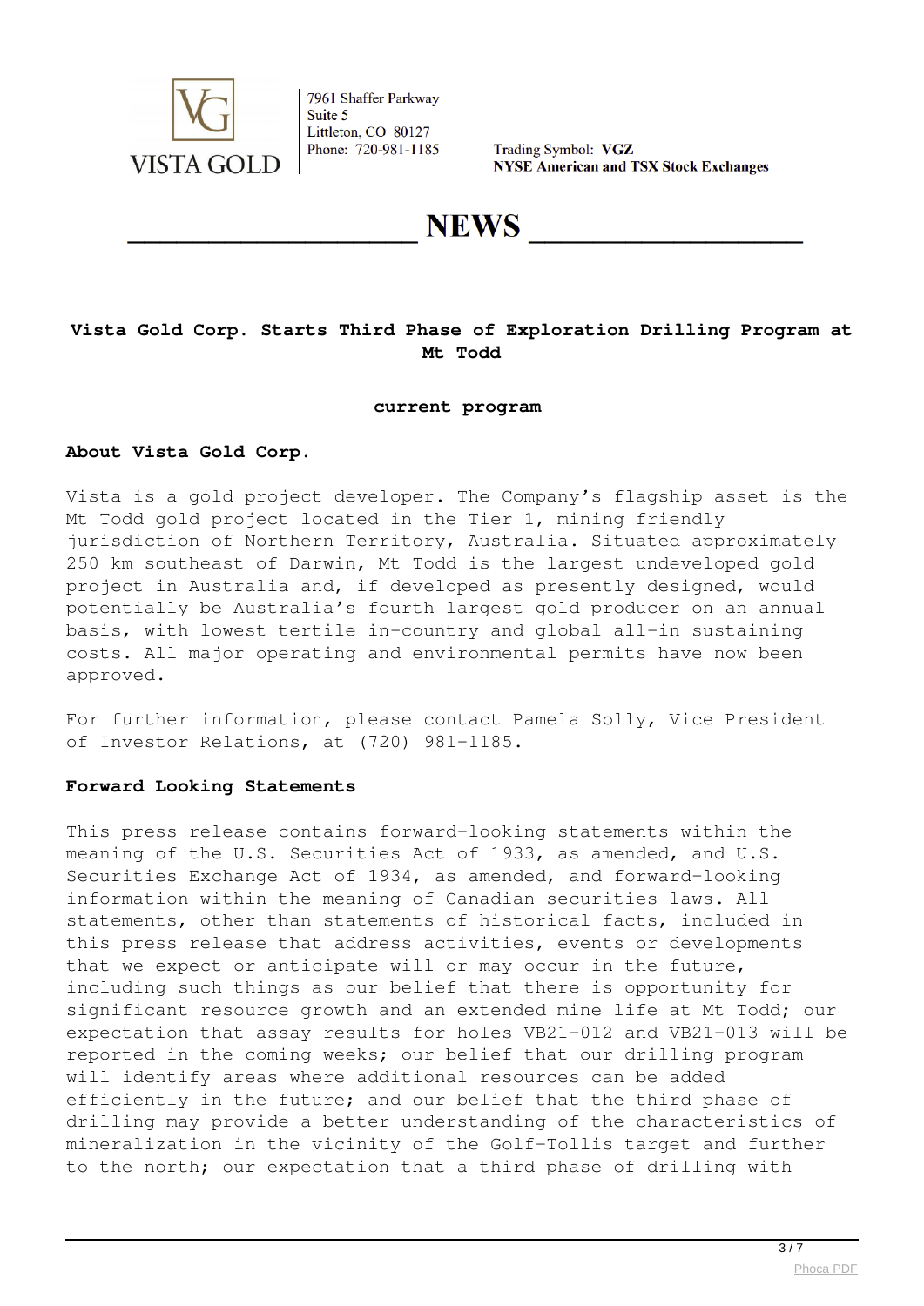# Vista Gold Corp. Starts Third Phase of Exploration Drilling Program at Mt Todd

**current program**

**About Vista Gold Corp.**

Vista is a gold project developer. The Company's flagship asset is the Mt Todd gold project located in the Tier 1, mining friendly jurisdiction of Northern Territory, Australia. Situated approximately 250 km southeast of Darwin, Mt Todd is the largest undeveloped gold project in Australia and, if developed as presently designed, would potentially be Australia's fourth largest gold producer on an annual basis, with lowest tertile in-country and global all-in sustaining costs. All major operating and environmental permits have now been approved.

For further information, please contact Pamela Solly, Vice President of Investor Relations, at (720) 981-1185.

**Forward Looking Statements**

This press release contains forward-looking statements within the meaning of the U.S. Securities Act of 1933, as amended, and U.S. Securities Exchange Act of 1934, as amended, and forward-looking information within the meaning of Canadian securities laws. All statements, other than statements of historical facts, included in this press release that address activities, events or developments that we expect or anticipate will or may occur in the future, including such things as our belief that there is opportunity for significant resource growth and an extended mine life at Mt Todd; our expectation that assay results for holes VB21-012 and VB21-013 will be reported in the coming weeks; our belief that our drilling program will identify areas where additional resources can be added efficiently in the future; and our belief that the third phase of drilling may provide a better understanding of the characteristics of mineralization in the vicinity of the Golf-Tollis target and further to the north; our expectation that a third phase of drilling with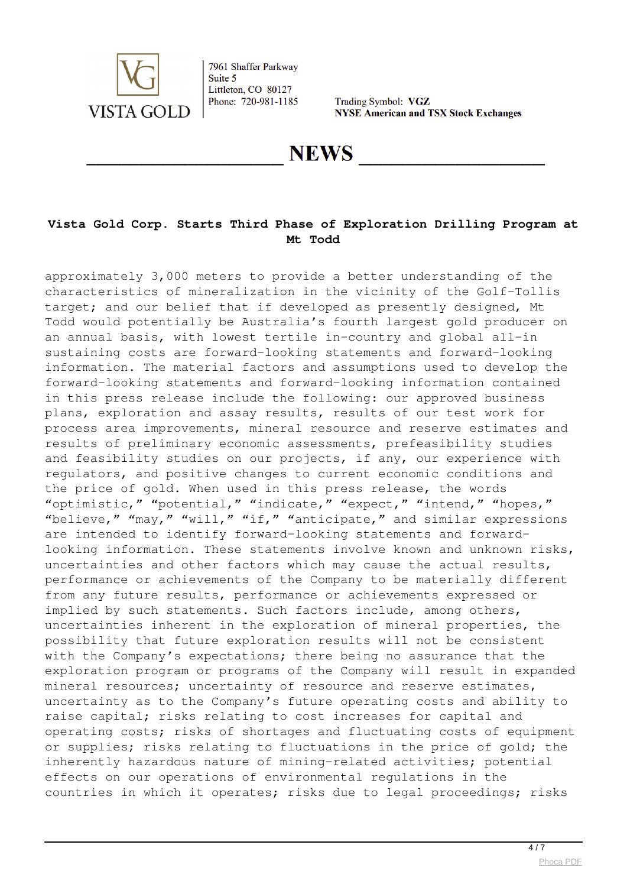approximately 3,000 meters to provide a better understanding of the characteristics of mineralization in the vicinity of the Golf-Tollis target; and our belief that if developed as presently designed, Mt Todd would potentially be Australia's fourth largest gold producer on an annual basis, with lowest tertile in-country and global all-in sustaining costs are forward-looking statements and forward-looking information. The material factors and assumptions used to develop the forward-looking statements and forward-looking information contained in this press release include the following: our approved business plans, exploration and assay results, results of our test work for process area improvements, mineral resource and reserve estimates and results of preliminary economic assessments, prefeasibility studies and feasibility studies on our projects, if any, our experience with regulators, and positive changes to current economic conditions and the price of gold. When used in this press release, the words "optimistic," "potential," "indicate," "expect," "intend," "hopes," "believe," "may," "will," "if," "anticipate," and similar expressions are intended to identify forward-looking statements and forward-looking information. These statements involve known and unknown risks, uncertainties and other factors which may cause the actual results, performance or achievements of the Company to be materially different from any future results, performance or achievements expressed or implied by such statements. Such factors include, among others, uncertainties inherent in the exploration of mineral properties, the possibility that future exploration results will not be consistent with the Company's expectations; there being no assurance that the exploration program or programs of the Company will result in expanded mineral resources; uncertainty of resource and reserve estimates, uncertainty as to the Company's future operating costs and ability to raise capital; risks relating to cost increases for capital and operating costs; risks of shortages and fluctuating costs of equipment or supplies; risks relating to fluctuations in the price of gold; the inherently hazardous nature of mining-related activities; potential effects on our operations of environmental regulations in the countries in which it operates; risks due to legal proceedings; risks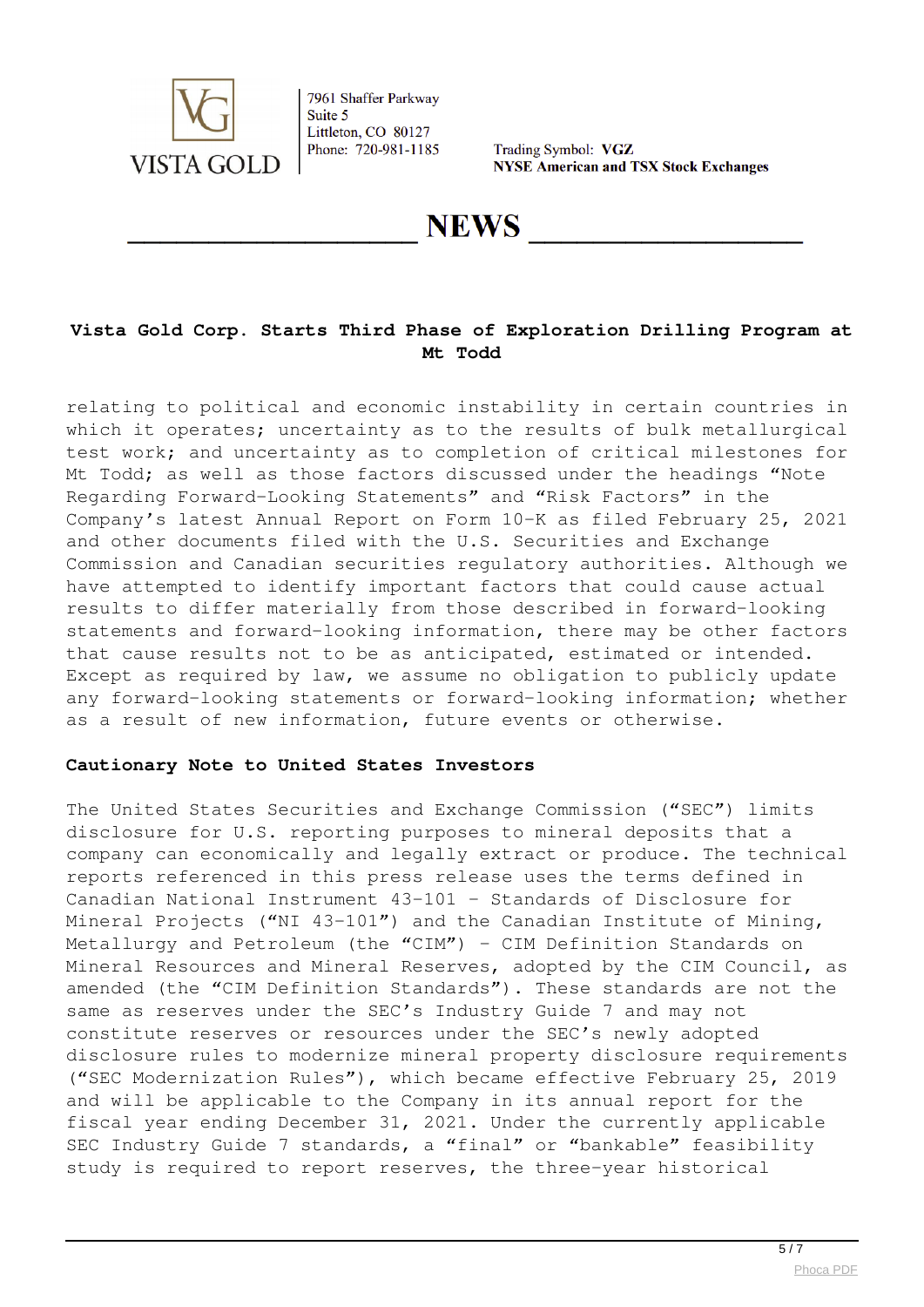relating to political and economic instability in certain countries in which it operates; uncertainty as to the results of bulk metallurgical test work; and uncertainty as to completion of critical milestones for Mt Todd; as well as those factors discussed under the headings "Note Regarding Forward-Looking Statements" and "Risk Factors" in the Company's latest Annual Report on Form 10-K as filed February 25, 2021 and other documents filed with the U.S. Securities and Exchange Commission and Canadian securities regulatory authorities. Although we have attempted to identify important factors that could cause actual results to differ materially from those described in forward-looking statements and forward-looking information, there may be other factors that cause results not to be as anticipated, estimated or intended. Except as required by law, we assume no obligation to publicly update any forward-looking statements or forward-looking information; whether as a result of new information, future events or otherwise.

**Cautionary Note to United States Investors**

The United States Securities and Exchange Commission ("SEC") limits disclosure for U.S. reporting purposes to mineral deposits that a company can economically and legally extract or produce. The technical reports referenced in this press release uses the terms defined in Canadian National Instrument 43-101 - Standards of Disclosure for Mineral Projects ("NI 43-101") and the Canadian Institute of Mining, Metallurgy and Petroleum (the "CIM") - CIM Definition Standards on Mineral Resources and Mineral Reserves, adopted by the CIM Council, as amended (the "CIM Definition Standards"). These standards are not the same as reserves under the SEC's Industry Guide 7 and may not constitute reserves or resources under the SEC's newly adopted disclosure rules to modernize mineral property disclosure requirements ("SEC Modernization Rules"), which became effective February 25, 2019 and will be applicable to the Company in its annual report for the fiscal year ending December 31, 2021. Under the currently applicable SEC Industry Guide 7 standards, a "final" or "bankable" feasibility study is required to report reserves, the three-year historical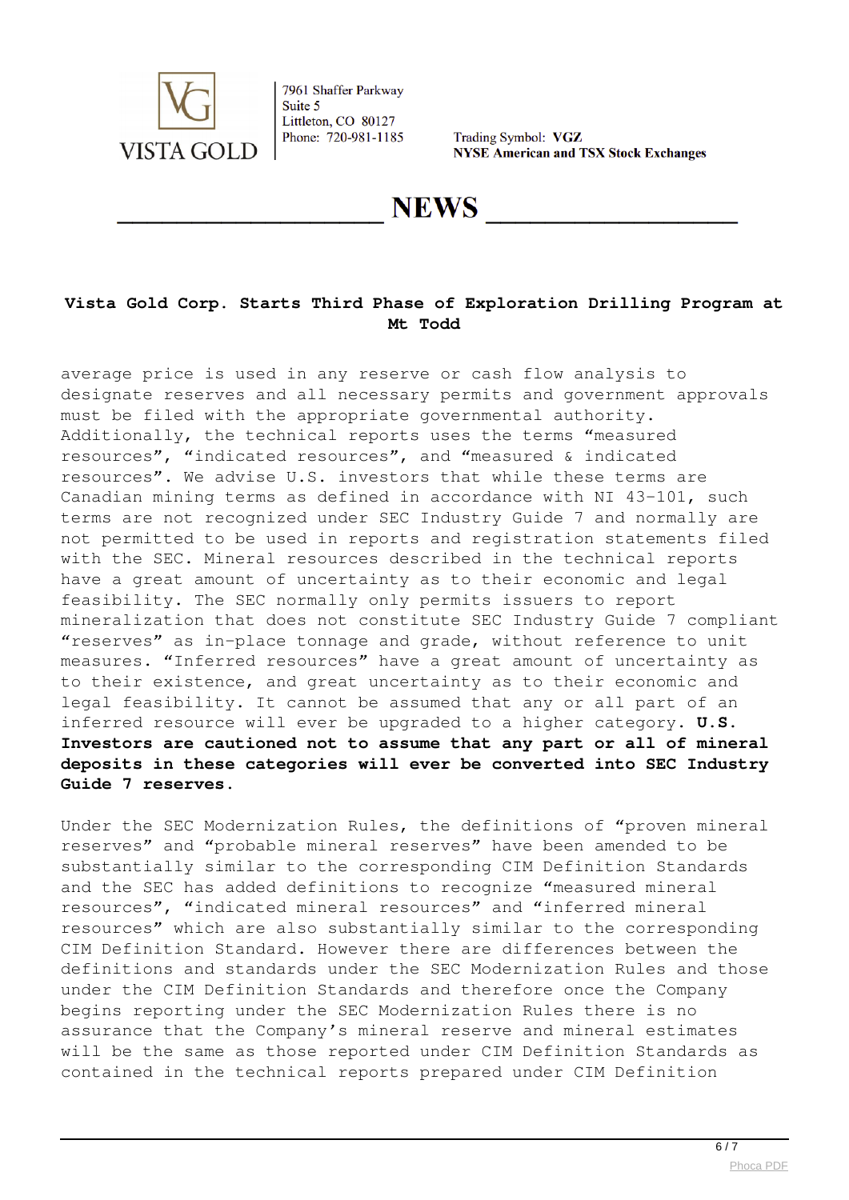average price is used in any reserve or cash flow analysis to designate reserves and all necessary permits and government approvals must be filed with the appropriate governmental authority. Additionally, the technical reports uses the terms “measured resources”, “indicated resources”, and “measured & indicated resources”. We advise U.S. investors that while these terms are Canadian mining terms as defined in accordance with NI 43-101, such terms are not recognized under SEC Industry Guide 7 and normally are not permitted to be used in reports and registration statements filed with the SEC. Mineral resources described in the technical reports have a great amount of uncertainty as to their economic and legal feasibility. The SEC normally only permits issuers to report mineralization that does not constitute SEC Industry Guide 7 compliant “reserves” as in-place tonnage and grade, without reference to unit measures. “Inferred resources” have a great amount of uncertainty as to their existence, and great uncertainty as to their economic and legal feasibility. It cannot be assumed that any or all part of an inferred resource will ever be upgraded to a higher category. **U.S. Investors are cautioned not to assume that any part or all of mineral deposits in these categories will ever be converted into SEC Industry Guide 7 reserves.**

Under the SEC Modernization Rules, the definitions of “proven mineral reserves” and “probable mineral reserves” have been amended to be substantially similar to the corresponding CIM Definition Standards and the SEC has added definitions to recognize “measured mineral resources”, “indicated mineral resources” and “inferred mineral resources” which are also substantially similar to the corresponding CIM Definition Standard. However there are differences between the definitions and standards under the SEC Modernization Rules and those under the CIM Definition Standards and therefore once the Company begins reporting under the SEC Modernization Rules there is no assurance that the Company’s mineral reserve and mineral estimates will be the same as those reported under CIM Definition Standards as contained in the technical reports prepared under CIM Definition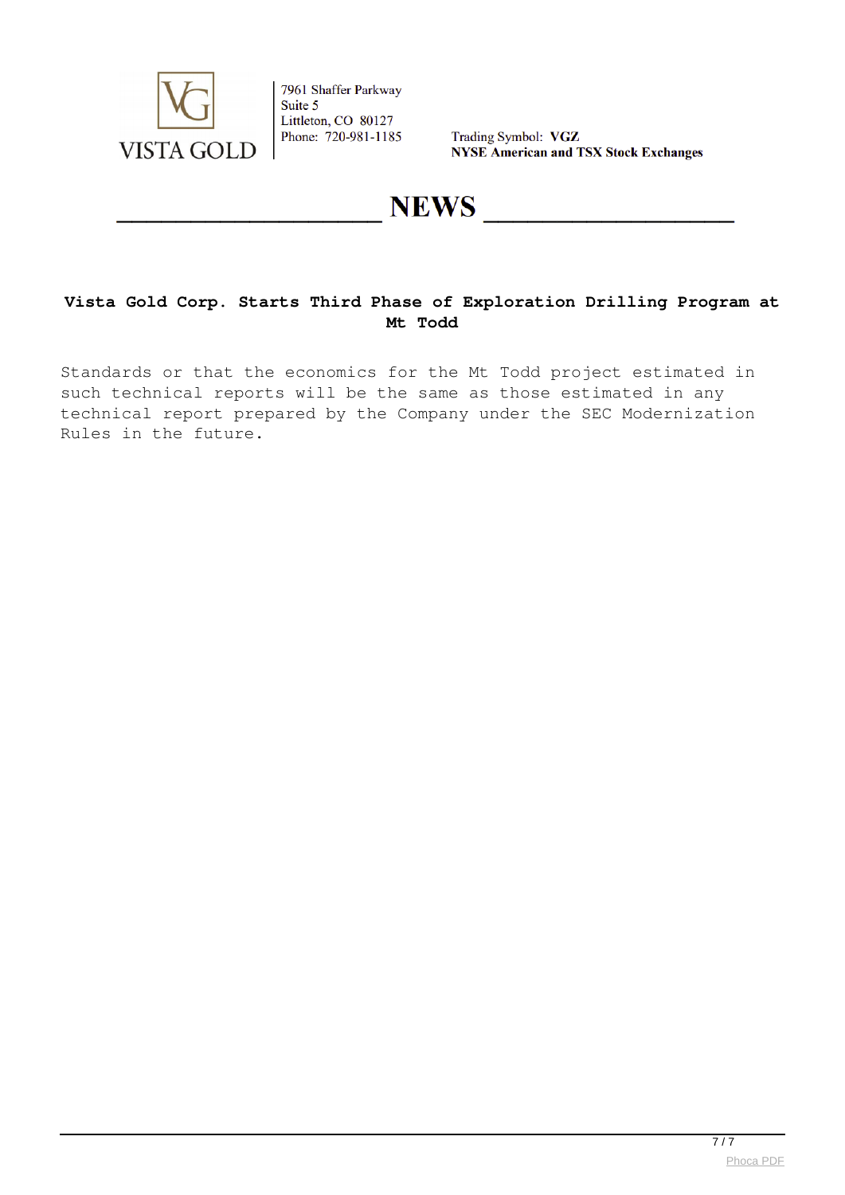# Vista Gold Corp. Starts Third Phase of Exploration Drilling Program at Mt Todd

Standards or that the economics for the Mt Todd project estimated in such technical reports will be the same as those estimated in any technical report prepared by the Company under the SEC Modernization Rules in the future.